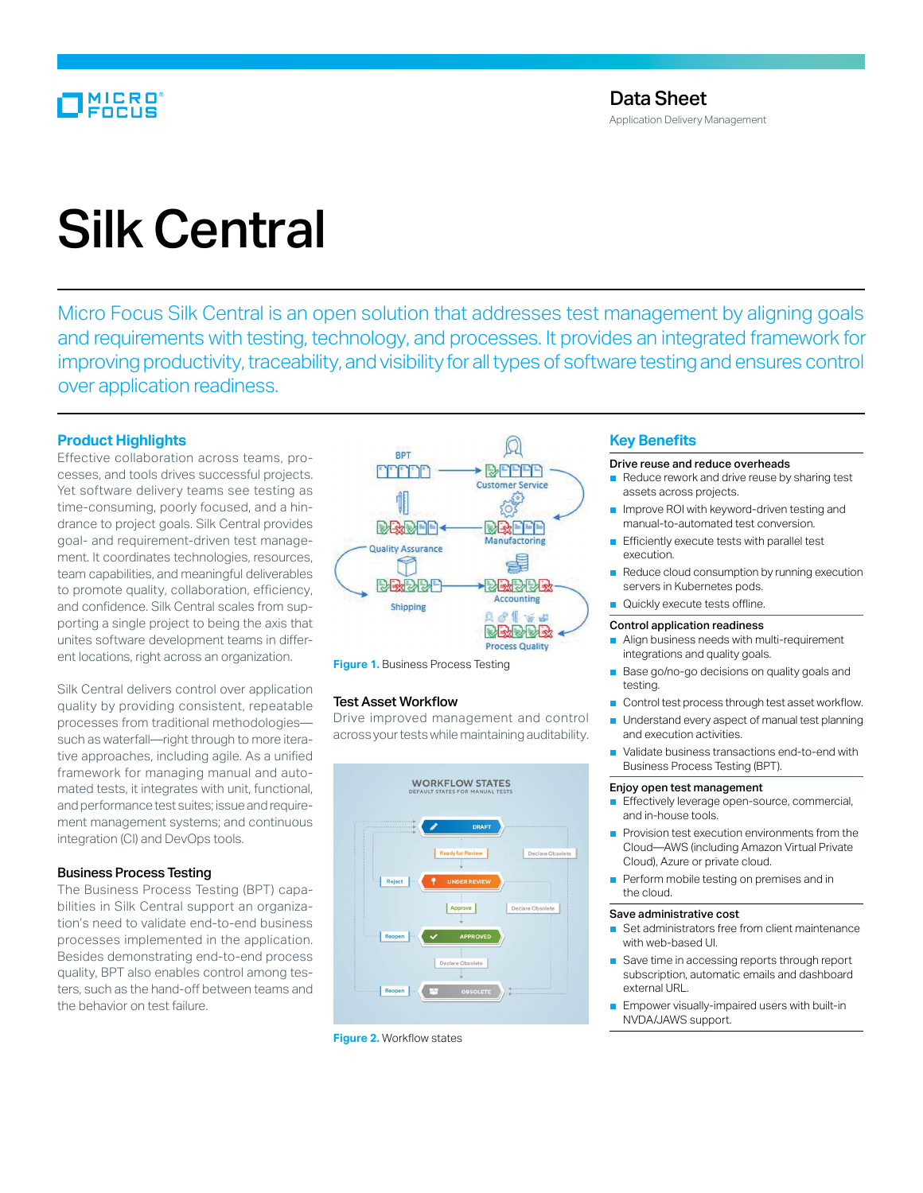# Data Sheet

Application Delivery Management

# Silk Central

Micro Focus Silk Central is an open solution that addresses test management by aligning goals and requirements with testing, technology, and processes. It provides an integrated framework for improving productivity, traceability, and visibility for all types of software testing and ensures control over application readiness.

## Product Highlights

Effective collaboration across teams, processes, and tools drives successful projects. Yet software delivery teams see testing as time-consuming, poorly focused, and a hindrance to project goals. Silk Central provides goal- and requirement-driven test management. It coordinates technologies, resources, team capabilities, and meaningful deliverables to promote quality, collaboration, efficiency, and confidence. Silk Central scales from supporting a single project to being the axis that unites software development teams in different locations, right across an organization.

Silk Central delivers control over application quality by providing consistent, repeatable processes from traditional methodologies—such as waterfall—right through to more iterative approaches, including agile. As a unified framework for managing manual and automated tests, it integrates with unit, functional, and performance test suites; issue and requirement management systems; and continuous integration (CI) and DevOps tools.

### Business Process Testing

The Business Process Testing (BPT) capabilities in Silk Central support an organization's need to validate end-to-end business processes implemented in the application. Besides demonstrating end-to-end process quality, BPT also enables control among testers, such as the hand-off between teams and the behavior on test failure.

**Figure 1.** Business Process Testing

### Test Asset Workflow

Drive improved management and control across your tests while maintaining auditability.

**Figure 2.** Workflow states

## Key Benefits

**Drive reuse and reduce overheads**

- Reduce rework and drive reuse by sharing test assets across projects.
- Improve ROI with keyword-driven testing and manual-to-automated test conversion.
- Efficiently execute tests with parallel test execution.
- Reduce cloud consumption by running execution servers in Kubernetes pods.
- Quickly execute tests offline.

**Control application readiness**

- Align business needs with multi-requirement integrations and quality goals.
- Base go/no-go decisions on quality goals and testing.
- Control test process through test asset workflow.
- Understand every aspect of manual test planning and execution activities.
- Validate business transactions end-to-end with Business Process Testing (BPT).

**Enjoy open test management**

- Effectively leverage open-source, commercial, and in-house tools.
- Provision test execution environments from the Cloud—AWS (including Amazon Virtual Private Cloud), Azure or private cloud.
- Perform mobile testing on premises and in the cloud.

**Save administrative cost**

- Set administrators free from client maintenance with web-based UI.
- Save time in accessing reports through report subscription, automatic emails and dashboard external URL.
- Empower visually-impaired users with built-in NVDA/JAWS support.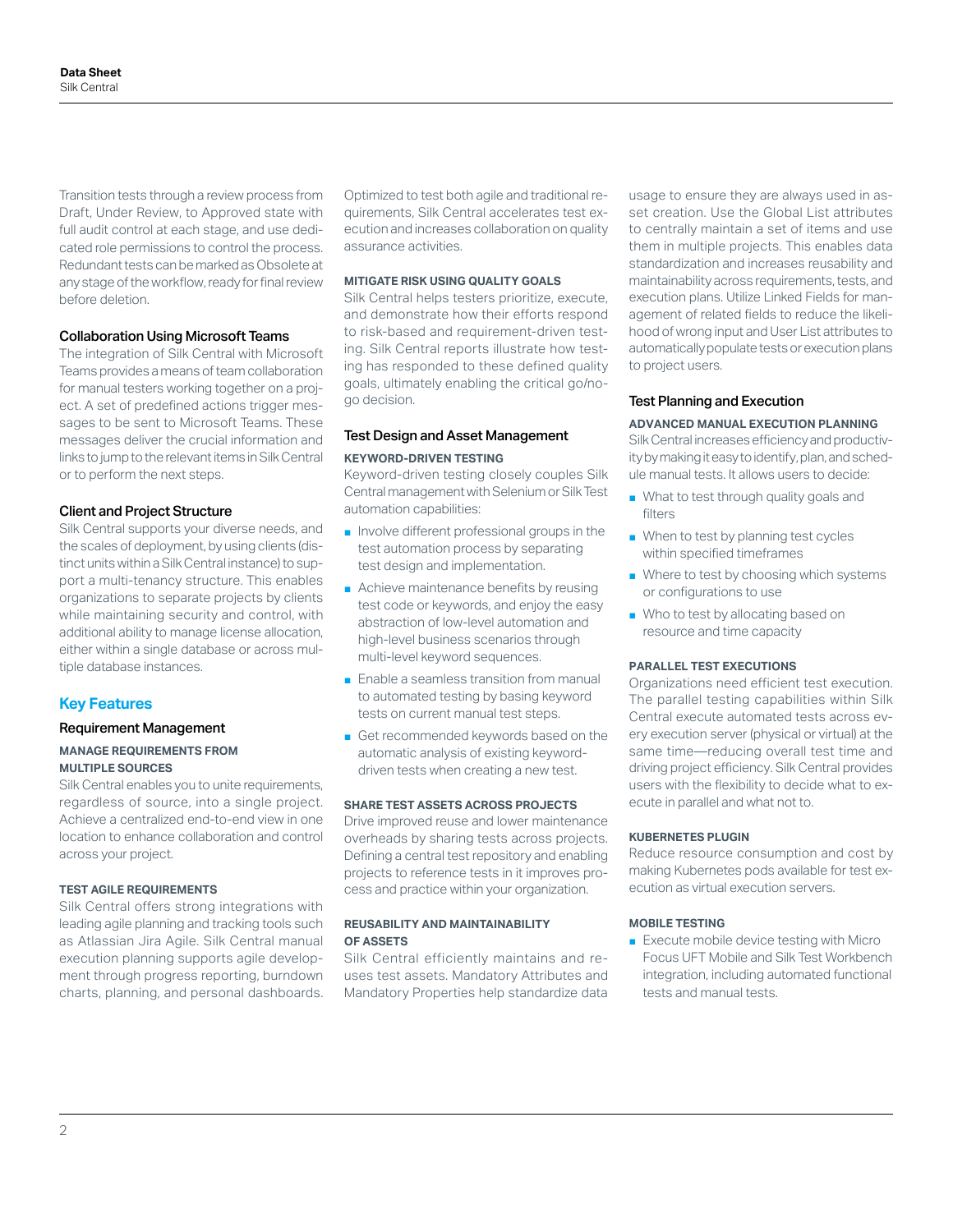Transition tests through a review process from Draft, Under Review, to Approved state with full audit control at each stage, and use dedicated role permissions to control the process. Redundant tests can be marked as Obsolete at any stage of the workflow, ready for final review before deletion.

### Collaboration Using Microsoft Teams

The integration of Silk Central with Microsoft Teams provides a means of team collaboration for manual testers working together on a project. A set of predefined actions trigger messages to be sent to Microsoft Teams. These messages deliver the crucial information and links to jump to the relevant items in Silk Central or to perform the next steps.

### Client and Project Structure

Silk Central supports your diverse needs, and the scales of deployment, by using clients (distinct units within a Silk Central instance) to support a multi-tenancy structure. This enables organizations to separate projects by clients while maintaining security and control, with additional ability to manage license allocation, either within a single database or across multiple database instances.

## Key Features

### Requirement Management

#### MANAGE REQUIREMENTS FROM MULTIPLE SOURCES

Silk Central enables you to unite requirements, regardless of source, into a single project. Achieve a centralized end-to-end view in one location to enhance collaboration and control across your project.

#### TEST AGILE REQUIREMENTS

Silk Central offers strong integrations with leading agile planning and tracking tools such as Atlassian Jira Agile. Silk Central manual execution planning supports agile development through progress reporting, burndown charts, planning, and personal dashboards. Optimized to test both agile and traditional requirements, Silk Central accelerates test execution and increases collaboration on quality assurance activities.

#### MITIGATE RISK USING QUALITY GOALS

Silk Central helps testers prioritize, execute, and demonstrate how their efforts respond to risk-based and requirement-driven testing. Silk Central reports illustrate how testing has responded to these defined quality goals, ultimately enabling the critical go/no-go decision.

### Test Design and Asset Management

#### KEYWORD-DRIVEN TESTING

Keyword-driven testing closely couples Silk Central management with Selenium or Silk Test automation capabilities:

- Involve different professional groups in the test automation process by separating test design and implementation.
- Achieve maintenance benefits by reusing test code or keywords, and enjoy the easy abstraction of low-level automation and high-level business scenarios through multi-level keyword sequences.
- Enable a seamless transition from manual to automated testing by basing keyword tests on current manual test steps.
- Get recommended keywords based on the automatic analysis of existing keyword-driven tests when creating a new test.

#### SHARE TEST ASSETS ACROSS PROJECTS

Drive improved reuse and lower maintenance overheads by sharing tests across projects. Defining a central test repository and enabling projects to reference tests in it improves process and practice within your organization.

#### REUSABILITY AND MAINTAINABILITY OF ASSETS

Silk Central efficiently maintains and reuses test assets. Mandatory Attributes and Mandatory Properties help standardize data usage to ensure they are always used in asset creation. Use the Global List attributes to centrally maintain a set of items and use them in multiple projects. This enables data standardization and increases reusability and maintainability across requirements, tests, and execution plans. Utilize Linked Fields for management of related fields to reduce the likelihood of wrong input and User List attributes to automatically populate tests or execution plans to project users.

### Test Planning and Execution

#### ADVANCED MANUAL EXECUTION PLANNING

Silk Central increases efficiency and productivity by making it easy to identify, plan, and schedule manual tests. It allows users to decide:

- What to test through quality goals and filters
- When to test by planning test cycles within specified timeframes
- Where to test by choosing which systems or configurations to use
- Who to test by allocating based on resource and time capacity

#### PARALLEL TEST EXECUTIONS

Organizations need efficient test execution. The parallel testing capabilities within Silk Central execute automated tests across every execution server (physical or virtual) at the same time—reducing overall test time and driving project efficiency. Silk Central provides users with the flexibility to decide what to execute in parallel and what not to.

#### KUBERNETES PLUGIN

Reduce resource consumption and cost by making Kubernetes pods available for test execution as virtual execution servers.

#### MOBILE TESTING

- Execute mobile device testing with Micro Focus UFT Mobile and Silk Test Workbench integration, including automated functional tests and manual tests.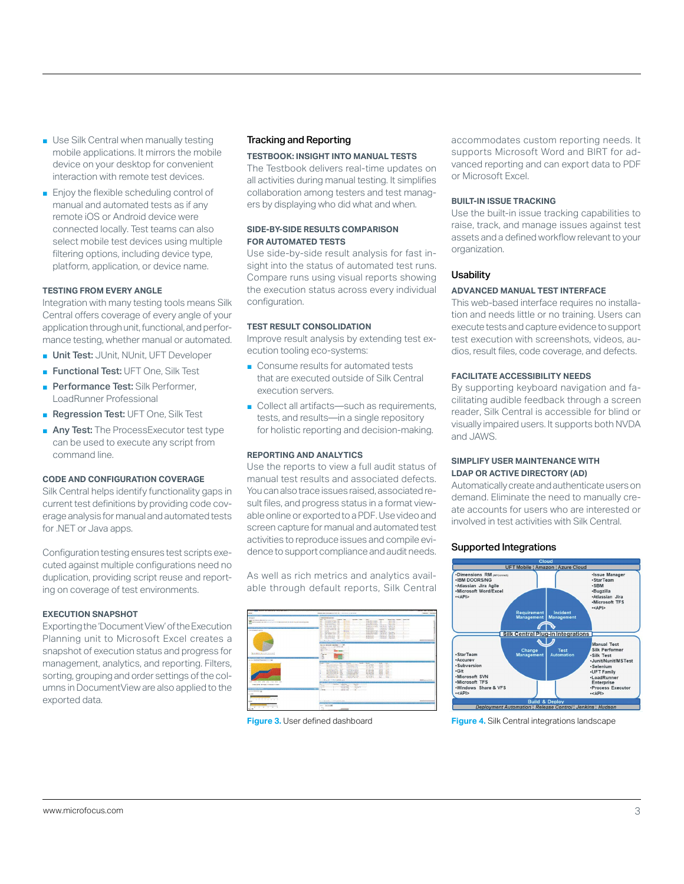- Use Silk Central when manually testing mobile applications. It mirrors the mobile device on your desktop for convenient interaction with remote test devices.
- Enjoy the flexible scheduling control of manual and automated tests as if any remote iOS or Android device were connected locally. Test teams can also select mobile test devices using multiple filtering options, including device type, platform, application, or device name.

#### TESTING FROM EVERY ANGLE

Integration with many testing tools means Silk Central offers coverage of every angle of your application through unit, functional, and performance testing, whether manual or automated.

- **Unit Test:** JUnit, NUnit, UFT Developer
- **Functional Test:** UFT One, Silk Test
- **Performance Test:** Silk Performer, LoadRunner Professional
- **Regression Test:** UFT One, Silk Test
- **Any Test:** The ProcessExecutor test type can be used to execute any script from command line.

#### CODE AND CONFIGURATION COVERAGE

Silk Central helps identify functionality gaps in current test definitions by providing code coverage analysis for manual and automated tests for .NET or Java apps.

Configuration testing ensures test scripts executed against multiple configurations need no duplication, providing script reuse and reporting on coverage of test environments.

#### EXECUTION SNAPSHOT

Exporting the 'Document View' of the Execution Planning unit to Microsoft Excel creates a snapshot of execution status and progress for management, analytics, and reporting. Filters, sorting, grouping and order settings of the columns in DocumentView are also applied to the exported data.

### Tracking and Reporting

#### TESTBOOK: INSIGHT INTO MANUAL TESTS

The Testbook delivers real-time updates on all activities during manual testing. It simplifies collaboration among testers and test managers by displaying who did what and when.

#### SIDE-BY-SIDE RESULTS COMPARISON FOR AUTOMATED TESTS

Use side-by-side result analysis for fast insight into the status of automated test runs. Compare runs using visual reports showing the execution status across every individual configuration.

#### TEST RESULT CONSOLIDATION

Improve result analysis by extending test execution tooling eco-systems:

- Consume results for automated tests that are executed outside of Silk Central execution servers.
- Collect all artifacts—such as requirements, tests, and results—in a single repository for holistic reporting and decision-making.

#### REPORTING AND ANALYTICS

Use the reports to view a full audit status of manual test results and associated defects. You can also trace issues raised, associated result files, and progress status in a format viewable online or exported to a PDF. Use video and screen capture for manual and automated test activities to reproduce issues and compile evidence to support compliance and audit needs.

As well as rich metrics and analytics available through default reports, Silk Central accommodates custom reporting needs. It supports Microsoft Word and BIRT for advanced reporting and can export data to PDF or Microsoft Excel.

**Figure 3.** User defined dashboard

#### BUILT-IN ISSUE TRACKING

Use the built-in issue tracking capabilities to raise, track, and manage issues against test assets and a defined workflow relevant to your organization.

### Usability

#### ADVANCED MANUAL TEST INTERFACE

This web-based interface requires no installation and needs little or no training. Users can execute tests and capture evidence to support test execution with screenshots, videos, audios, result files, code coverage, and defects.

#### FACILITATE ACCESSIBILITY NEEDS

By supporting keyboard navigation and facilitating audible feedback through a screen reader, Silk Central is accessible for blind or visually impaired users. It supports both NVDA and JAWS.

#### SIMPLIFY USER MAINTENANCE WITH LDAP OR ACTIVE DIRECTORY (AD)

Automatically create and authenticate users on demand. Eliminate the need to manually create accounts for users who are interested or involved in test activities with Silk Central.

### Supported Integrations

**Figure 4.** Silk Central integrations landscape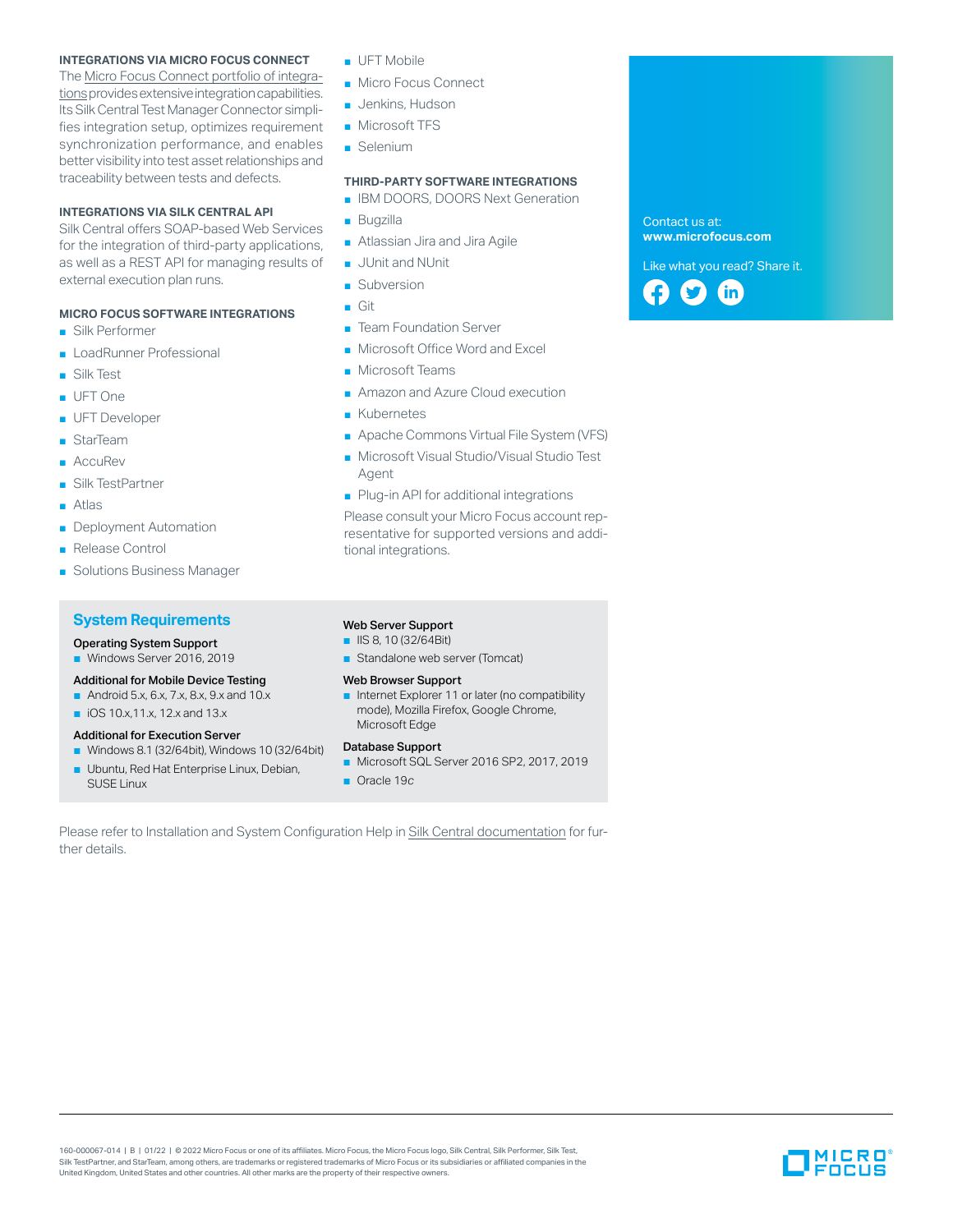#### INTEGRATIONS VIA MICRO FOCUS CONNECT

The Micro Focus Connect portfolio of integrations provides extensive integration capabilities. Its Silk Central Test Manager Connector simplifies integration setup, optimizes requirement synchronization performance, and enables better visibility into test asset relationships and traceability between tests and defects.

#### INTEGRATIONS VIA SILK CENTRAL API

Silk Central offers SOAP-based Web Services for the integration of third-party applications, as well as a REST API for managing results of external execution plan runs.

#### MICRO FOCUS SOFTWARE INTEGRATIONS

- Silk Performer
- LoadRunner Professional
- Silk Test
- UFT One
- UFT Developer
- StarTeam
- AccuRev
- Silk TestPartner
- Atlas
- Deployment Automation
- Release Control
- Solutions Business Manager
- UFT Mobile
- Micro Focus Connect
- Jenkins, Hudson
- Microsoft TFS
- Selenium

#### THIRD-PARTY SOFTWARE INTEGRATIONS

- IBM DOORS, DOORS Next Generation
- Bugzilla
- Atlassian Jira and Jira Agile
- JUnit and NUnit
- Subversion
- Git
- Team Foundation Server
- Microsoft Office Word and Excel
- Microsoft Teams
- Amazon and Azure Cloud execution
- Kubernetes
- Apache Commons Virtual File System (VFS)
- Microsoft Visual Studio/Visual Studio Test Agent
- Plug-in API for additional integrations

Please consult your Micro Focus account representative for supported versions and additional integrations.

## System Requirements

**Operating System Support**
- Windows Server 2016, 2019

**Additional for Mobile Device Testing**
- Android 5.x, 6.x, 7.x, 8.x, 9.x and 10.x
- iOS 10.x,11.x, 12.x and 13.x

**Additional for Execution Server**
- Windows 8.1 (32/64bit), Windows 10 (32/64bit)
- Ubuntu, Red Hat Enterprise Linux, Debian, SUSE Linux

**Web Server Support**
- IIS 8, 10 (32/64Bit)
- Standalone web server (Tomcat)

**Web Browser Support**
- Internet Explorer 11 or later (no compatibility mode), Mozilla Firefox, Google Chrome, Microsoft Edge

**Database Support**
- Microsoft SQL Server 2016 SP2, 2017, 2019
- Oracle 19c

Please refer to Installation and System Configuration Help in Silk Central documentation for further details.

Contact us at:
**www.microfocus.com**

Like what you read? Share it.

160-000067-014 | B | 01/22 | © 2022 Micro Focus or one of its affiliates. Micro Focus, the Micro Focus logo, Silk Central, Silk Performer, Silk Test, Silk TestPartner, and StarTeam, among others, are trademarks or registered trademarks of Micro Focus or its subsidiaries or affiliated companies in the United Kingdom, United States and other countries. All other marks are the property of their respective owners.